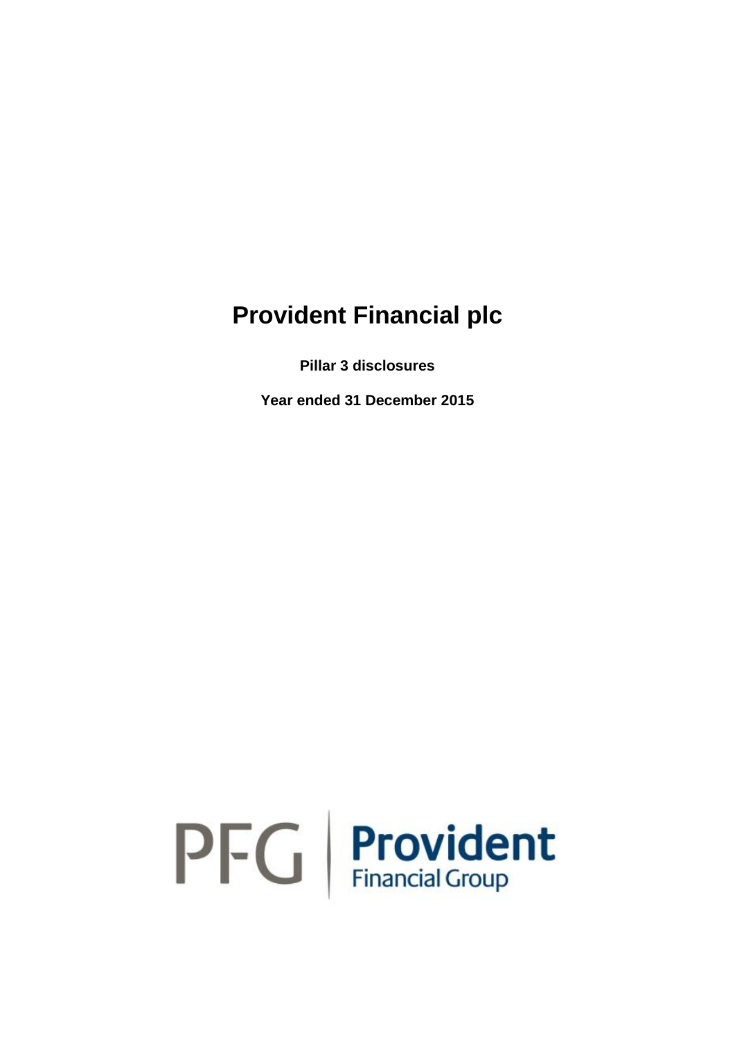# Provident Financial plc

**Pillar 3 disclosures**

**Year ended 31 December 2015**

PFG | Provident Financial Group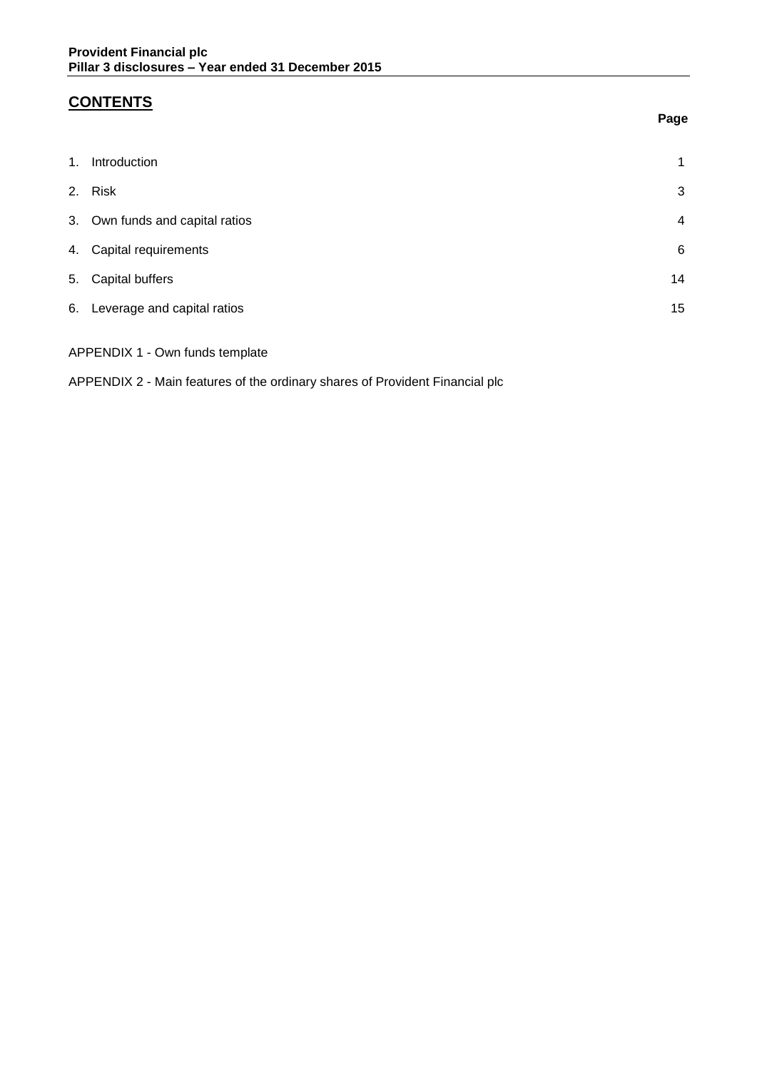## CONTENTS

| | | Page |
|---|---|---|
| 1. | Introduction | 1 |
| 2. | Risk | 3 |
| 3. | Own funds and capital ratios | 4 |
| 4. | Capital requirements | 6 |
| 5. | Capital buffers | 14 |
| 6. | Leverage and capital ratios | 15 |

APPENDIX 1 - Own funds template

APPENDIX 2 - Main features of the ordinary shares of Provident Financial plc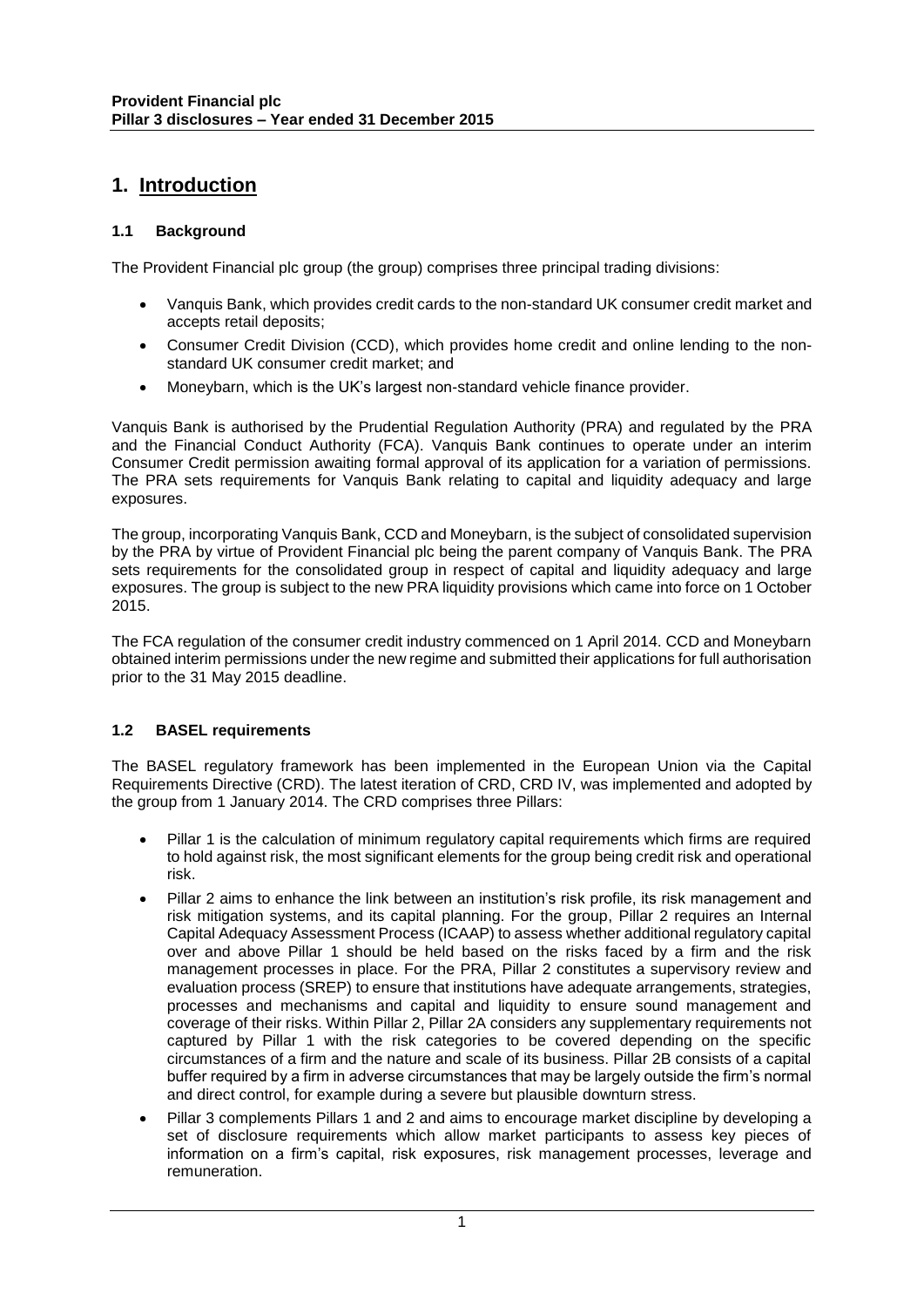# 1. Introduction

### 1.1 Background

The Provident Financial plc group (the group) comprises three principal trading divisions:

- Vanquis Bank, which provides credit cards to the non-standard UK consumer credit market and accepts retail deposits;
- Consumer Credit Division (CCD), which provides home credit and online lending to the non-standard UK consumer credit market; and
- Moneybarn, which is the UK's largest non-standard vehicle finance provider.

Vanquis Bank is authorised by the Prudential Regulation Authority (PRA) and regulated by the PRA and the Financial Conduct Authority (FCA). Vanquis Bank continues to operate under an interim Consumer Credit permission awaiting formal approval of its application for a variation of permissions. The PRA sets requirements for Vanquis Bank relating to capital and liquidity adequacy and large exposures.

The group, incorporating Vanquis Bank, CCD and Moneybarn, is the subject of consolidated supervision by the PRA by virtue of Provident Financial plc being the parent company of Vanquis Bank. The PRA sets requirements for the consolidated group in respect of capital and liquidity adequacy and large exposures. The group is subject to the new PRA liquidity provisions which came into force on 1 October 2015.

The FCA regulation of the consumer credit industry commenced on 1 April 2014. CCD and Moneybarn obtained interim permissions under the new regime and submitted their applications for full authorisation prior to the 31 May 2015 deadline.

### 1.2 BASEL requirements

The BASEL regulatory framework has been implemented in the European Union via the Capital Requirements Directive (CRD). The latest iteration of CRD, CRD IV, was implemented and adopted by the group from 1 January 2014. The CRD comprises three Pillars:

- Pillar 1 is the calculation of minimum regulatory capital requirements which firms are required to hold against risk, the most significant elements for the group being credit risk and operational risk.
- Pillar 2 aims to enhance the link between an institution's risk profile, its risk management and risk mitigation systems, and its capital planning. For the group, Pillar 2 requires an Internal Capital Adequacy Assessment Process (ICAAP) to assess whether additional regulatory capital over and above Pillar 1 should be held based on the risks faced by a firm and the risk management processes in place. For the PRA, Pillar 2 constitutes a supervisory review and evaluation process (SREP) to ensure that institutions have adequate arrangements, strategies, processes and mechanisms and capital and liquidity to ensure sound management and coverage of their risks. Within Pillar 2, Pillar 2A considers any supplementary requirements not captured by Pillar 1 with the risk categories to be covered depending on the specific circumstances of a firm and the nature and scale of its business. Pillar 2B consists of a capital buffer required by a firm in adverse circumstances that may be largely outside the firm's normal and direct control, for example during a severe but plausible downturn stress.
- Pillar 3 complements Pillars 1 and 2 and aims to encourage market discipline by developing a set of disclosure requirements which allow market participants to assess key pieces of information on a firm's capital, risk exposures, risk management processes, leverage and remuneration.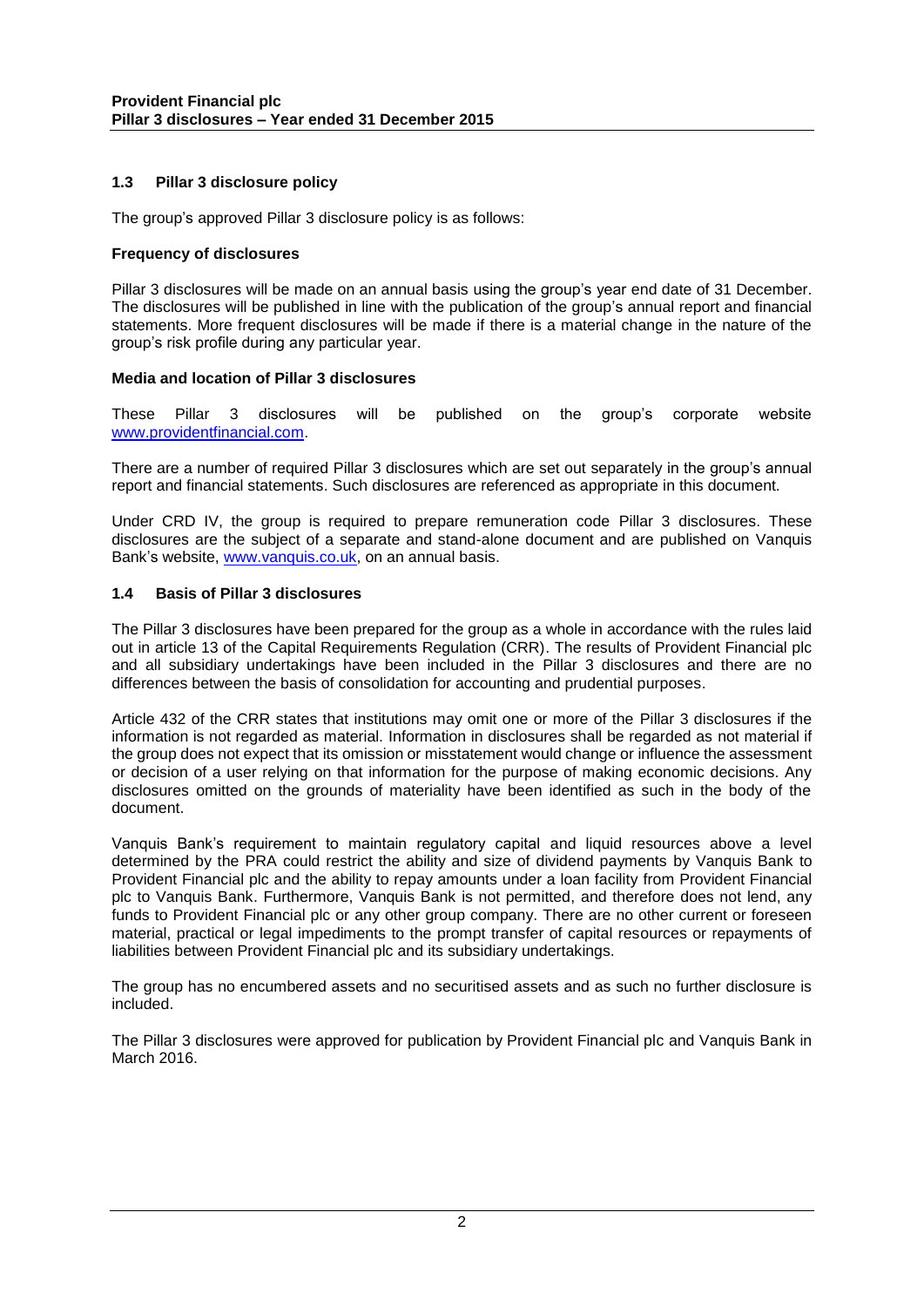### 1.3 Pillar 3 disclosure policy

The group's approved Pillar 3 disclosure policy is as follows:

**Frequency of disclosures**

Pillar 3 disclosures will be made on an annual basis using the group's year end date of 31 December. The disclosures will be published in line with the publication of the group's annual report and financial statements. More frequent disclosures will be made if there is a material change in the nature of the group's risk profile during any particular year.

**Media and location of Pillar 3 disclosures**

These Pillar 3 disclosures will be published on the group's corporate website www.providentfinancial.com.

There are a number of required Pillar 3 disclosures which are set out separately in the group's annual report and financial statements. Such disclosures are referenced as appropriate in this document.

Under CRD IV, the group is required to prepare remuneration code Pillar 3 disclosures. These disclosures are the subject of a separate and stand-alone document and are published on Vanquis Bank's website, www.vanquis.co.uk, on an annual basis.

### 1.4 Basis of Pillar 3 disclosures

The Pillar 3 disclosures have been prepared for the group as a whole in accordance with the rules laid out in article 13 of the Capital Requirements Regulation (CRR). The results of Provident Financial plc and all subsidiary undertakings have been included in the Pillar 3 disclosures and there are no differences between the basis of consolidation for accounting and prudential purposes.

Article 432 of the CRR states that institutions may omit one or more of the Pillar 3 disclosures if the information is not regarded as material. Information in disclosures shall be regarded as not material if the group does not expect that its omission or misstatement would change or influence the assessment or decision of a user relying on that information for the purpose of making economic decisions. Any disclosures omitted on the grounds of materiality have been identified as such in the body of the document.

Vanquis Bank's requirement to maintain regulatory capital and liquid resources above a level determined by the PRA could restrict the ability and size of dividend payments by Vanquis Bank to Provident Financial plc and the ability to repay amounts under a loan facility from Provident Financial plc to Vanquis Bank. Furthermore, Vanquis Bank is not permitted, and therefore does not lend, any funds to Provident Financial plc or any other group company. There are no other current or foreseen material, practical or legal impediments to the prompt transfer of capital resources or repayments of liabilities between Provident Financial plc and its subsidiary undertakings.

The group has no encumbered assets and no securitised assets and as such no further disclosure is included.

The Pillar 3 disclosures were approved for publication by Provident Financial plc and Vanquis Bank in March 2016.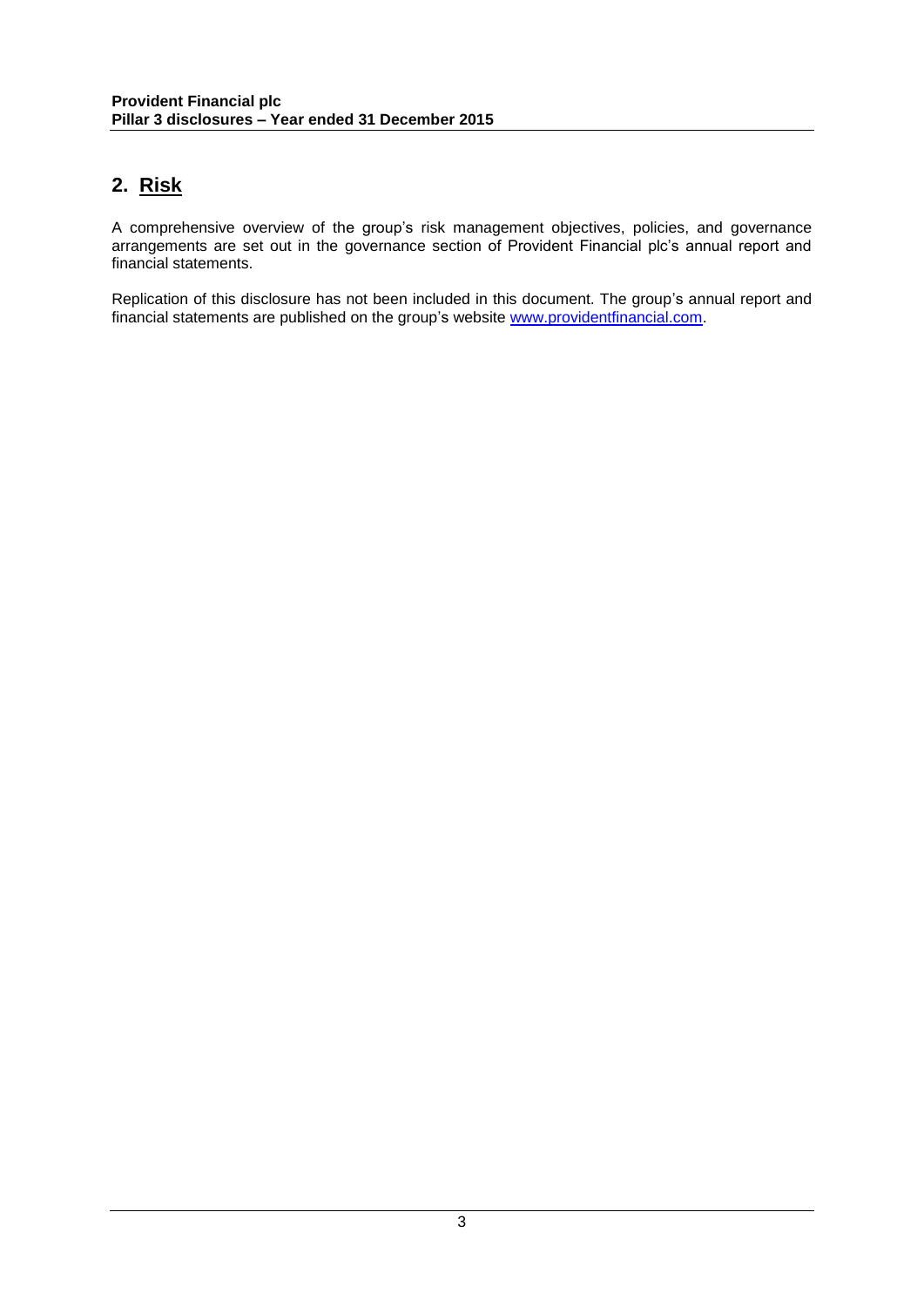## 2. Risk

A comprehensive overview of the group's risk management objectives, policies, and governance arrangements are set out in the governance section of Provident Financial plc's annual report and financial statements.

Replication of this disclosure has not been included in this document. The group's annual report and financial statements are published on the group's website [www.providentfinancial.com](http://www.providentfinancial.com).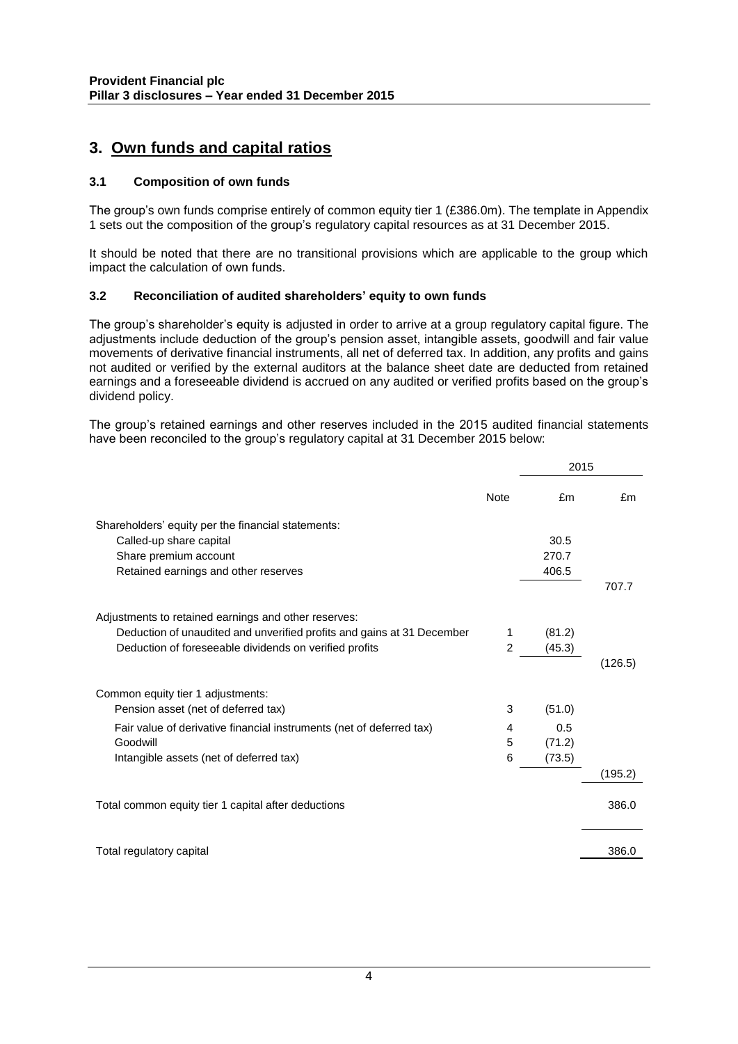## 3. Own funds and capital ratios

### 3.1 Composition of own funds

The group's own funds comprise entirely of common equity tier 1 (£386.0m). The template in Appendix 1 sets out the composition of the group's regulatory capital resources as at 31 December 2015.

It should be noted that there are no transitional provisions which are applicable to the group which impact the calculation of own funds.

### 3.2 Reconciliation of audited shareholders' equity to own funds

The group's shareholder's equity is adjusted in order to arrive at a group regulatory capital figure. The adjustments include deduction of the group's pension asset, intangible assets, goodwill and fair value movements of derivative financial instruments, all net of deferred tax. In addition, any profits and gains not audited or verified by the external auditors at the balance sheet date are deducted from retained earnings and a foreseeable dividend is accrued on any audited or verified profits based on the group's dividend policy.

The group's retained earnings and other reserves included in the 2015 audited financial statements have been reconciled to the group's regulatory capital at 31 December 2015 below:

| | | 2015 | |
|---|---|---|---|
| | Note | £m | £m |
| Shareholders' equity per the financial statements: | | | |
| Called-up share capital | | 30.5 | |
| Share premium account | | 270.7 | |
| Retained earnings and other reserves | | 406.5 | |
| | | | 707.7 |
| Adjustments to retained earnings and other reserves: | | | |
| Deduction of unaudited and unverified profits and gains at 31 December | 1 | (81.2) | |
| Deduction of foreseeable dividends on verified profits | 2 | (45.3) | |
| | | | (126.5) |
| Common equity tier 1 adjustments: | | | |
| Pension asset (net of deferred tax) | 3 | (51.0) | |
| Fair value of derivative financial instruments (net of deferred tax) | 4 | 0.5 | |
| Goodwill | 5 | (71.2) | |
| Intangible assets (net of deferred tax) | 6 | (73.5) | |
| | | | (195.2) |
| Total common equity tier 1 capital after deductions | | | 386.0 |
| Total regulatory capital | | | 386.0 |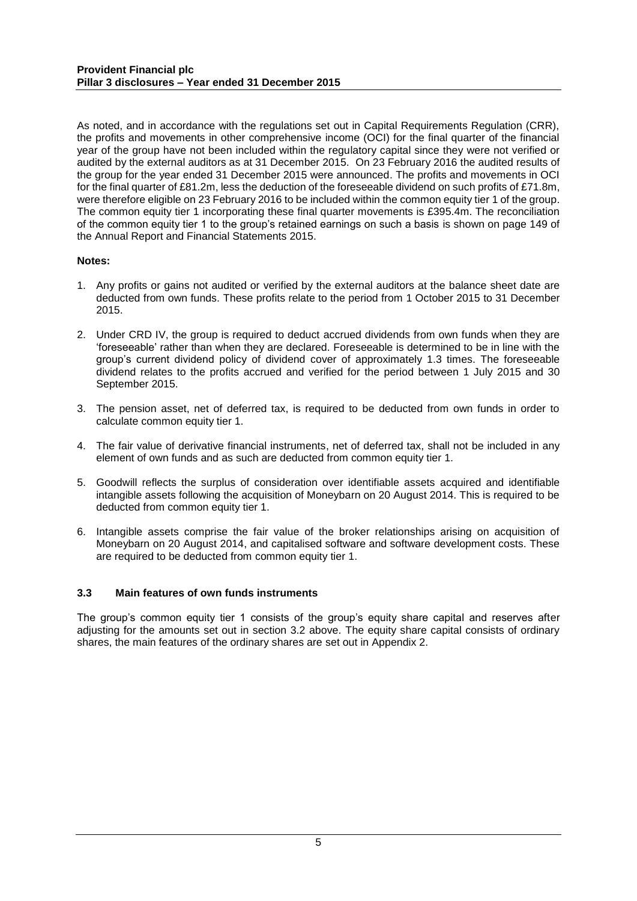As noted, and in accordance with the regulations set out in Capital Requirements Regulation (CRR), the profits and movements in other comprehensive income (OCI) for the final quarter of the financial year of the group have not been included within the regulatory capital since they were not verified or audited by the external auditors as at 31 December 2015. On 23 February 2016 the audited results of the group for the year ended 31 December 2015 were announced. The profits and movements in OCI for the final quarter of £81.2m, less the deduction of the foreseeable dividend on such profits of £71.8m, were therefore eligible on 23 February 2016 to be included within the common equity tier 1 of the group. The common equity tier 1 incorporating these final quarter movements is £395.4m. The reconciliation of the common equity tier 1 to the group's retained earnings on such a basis is shown on page 149 of the Annual Report and Financial Statements 2015.

**Notes:**

1. Any profits or gains not audited or verified by the external auditors at the balance sheet date are deducted from own funds. These profits relate to the period from 1 October 2015 to 31 December 2015.
2. Under CRD IV, the group is required to deduct accrued dividends from own funds when they are 'foreseeable' rather than when they are declared. Foreseeable is determined to be in line with the group's current dividend policy of dividend cover of approximately 1.3 times. The foreseeable dividend relates to the profits accrued and verified for the period between 1 July 2015 and 30 September 2015.
3. The pension asset, net of deferred tax, is required to be deducted from own funds in order to calculate common equity tier 1.
4. The fair value of derivative financial instruments, net of deferred tax, shall not be included in any element of own funds and as such are deducted from common equity tier 1.
5. Goodwill reflects the surplus of consideration over identifiable assets acquired and identifiable intangible assets following the acquisition of Moneybarn on 20 August 2014. This is required to be deducted from common equity tier 1.
6. Intangible assets comprise the fair value of the broker relationships arising on acquisition of Moneybarn on 20 August 2014, and capitalised software and software development costs. These are required to be deducted from common equity tier 1.

### 3.3 Main features of own funds instruments

The group's common equity tier 1 consists of the group's equity share capital and reserves after adjusting for the amounts set out in section 3.2 above. The equity share capital consists of ordinary shares, the main features of the ordinary shares are set out in Appendix 2.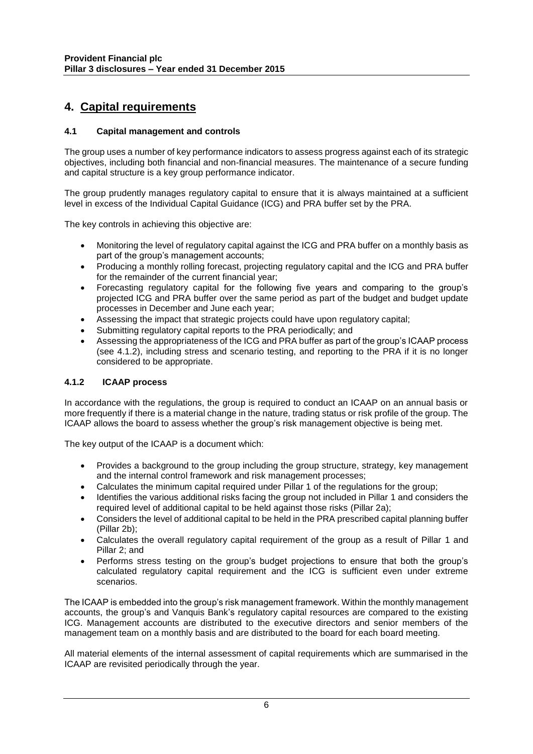# 4. Capital requirements

### 4.1 Capital management and controls

The group uses a number of key performance indicators to assess progress against each of its strategic objectives, including both financial and non-financial measures. The maintenance of a secure funding and capital structure is a key group performance indicator.

The group prudently manages regulatory capital to ensure that it is always maintained at a sufficient level in excess of the Individual Capital Guidance (ICG) and PRA buffer set by the PRA.

The key controls in achieving this objective are:

- Monitoring the level of regulatory capital against the ICG and PRA buffer on a monthly basis as part of the group's management accounts;
- Producing a monthly rolling forecast, projecting regulatory capital and the ICG and PRA buffer for the remainder of the current financial year;
- Forecasting regulatory capital for the following five years and comparing to the group's projected ICG and PRA buffer over the same period as part of the budget and budget update processes in December and June each year;
- Assessing the impact that strategic projects could have upon regulatory capital;
- Submitting regulatory capital reports to the PRA periodically; and
- Assessing the appropriateness of the ICG and PRA buffer as part of the group's ICAAP process (see 4.1.2), including stress and scenario testing, and reporting to the PRA if it is no longer considered to be appropriate.

### 4.1.2 ICAAP process

In accordance with the regulations, the group is required to conduct an ICAAP on an annual basis or more frequently if there is a material change in the nature, trading status or risk profile of the group. The ICAAP allows the board to assess whether the group's risk management objective is being met.

The key output of the ICAAP is a document which:

- Provides a background to the group including the group structure, strategy, key management and the internal control framework and risk management processes;
- Calculates the minimum capital required under Pillar 1 of the regulations for the group;
- Identifies the various additional risks facing the group not included in Pillar 1 and considers the required level of additional capital to be held against those risks (Pillar 2a);
- Considers the level of additional capital to be held in the PRA prescribed capital planning buffer (Pillar 2b);
- Calculates the overall regulatory capital requirement of the group as a result of Pillar 1 and Pillar 2; and
- Performs stress testing on the group's budget projections to ensure that both the group's calculated regulatory capital requirement and the ICG is sufficient even under extreme scenarios.

The ICAAP is embedded into the group's risk management framework. Within the monthly management accounts, the group's and Vanquis Bank's regulatory capital resources are compared to the existing ICG. Management accounts are distributed to the executive directors and senior members of the management team on a monthly basis and are distributed to the board for each board meeting.

All material elements of the internal assessment of capital requirements which are summarised in the ICAAP are revisited periodically through the year.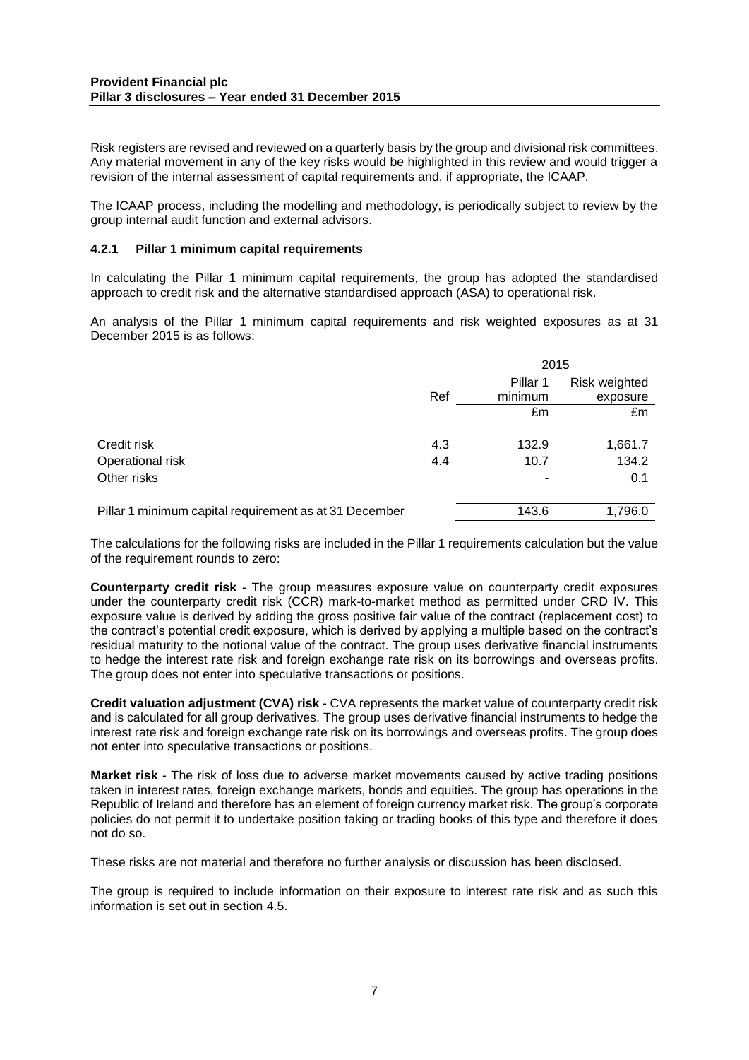Risk registers are revised and reviewed on a quarterly basis by the group and divisional risk committees. Any material movement in any of the key risks would be highlighted in this review and would trigger a revision of the internal assessment of capital requirements and, if appropriate, the ICAAP.

The ICAAP process, including the modelling and methodology, is periodically subject to review by the group internal audit function and external advisors.

### 4.2.1 Pillar 1 minimum capital requirements

In calculating the Pillar 1 minimum capital requirements, the group has adopted the standardised approach to credit risk and the alternative standardised approach (ASA) to operational risk.

An analysis of the Pillar 1 minimum capital requirements and risk weighted exposures as at 31 December 2015 is as follows:

| | | 2015 | |
|---|---|---|---|
| | Ref | Pillar 1 minimum | Risk weighted exposure |
| | | £m | £m |
| Credit risk | 4.3 | 132.9 | 1,661.7 |
| Operational risk | 4.4 | 10.7 | 134.2 |
| Other risks | | - | 0.1 |
| Pillar 1 minimum capital requirement as at 31 December | | 143.6 | 1,796.0 |

The calculations for the following risks are included in the Pillar 1 requirements calculation but the value of the requirement rounds to zero:

**Counterparty credit risk** - The group measures exposure value on counterparty credit exposures under the counterparty credit risk (CCR) mark-to-market method as permitted under CRD IV. This exposure value is derived by adding the gross positive fair value of the contract (replacement cost) to the contract's potential credit exposure, which is derived by applying a multiple based on the contract's residual maturity to the notional value of the contract. The group uses derivative financial instruments to hedge the interest rate risk and foreign exchange rate risk on its borrowings and overseas profits. The group does not enter into speculative transactions or positions.

**Credit valuation adjustment (CVA) risk** - CVA represents the market value of counterparty credit risk and is calculated for all group derivatives. The group uses derivative financial instruments to hedge the interest rate risk and foreign exchange rate risk on its borrowings and overseas profits. The group does not enter into speculative transactions or positions.

**Market risk** - The risk of loss due to adverse market movements caused by active trading positions taken in interest rates, foreign exchange markets, bonds and equities. The group has operations in the Republic of Ireland and therefore has an element of foreign currency market risk. The group's corporate policies do not permit it to undertake position taking or trading books of this type and therefore it does not do so.

These risks are not material and therefore no further analysis or discussion has been disclosed.

The group is required to include information on their exposure to interest rate risk and as such this information is set out in section 4.5.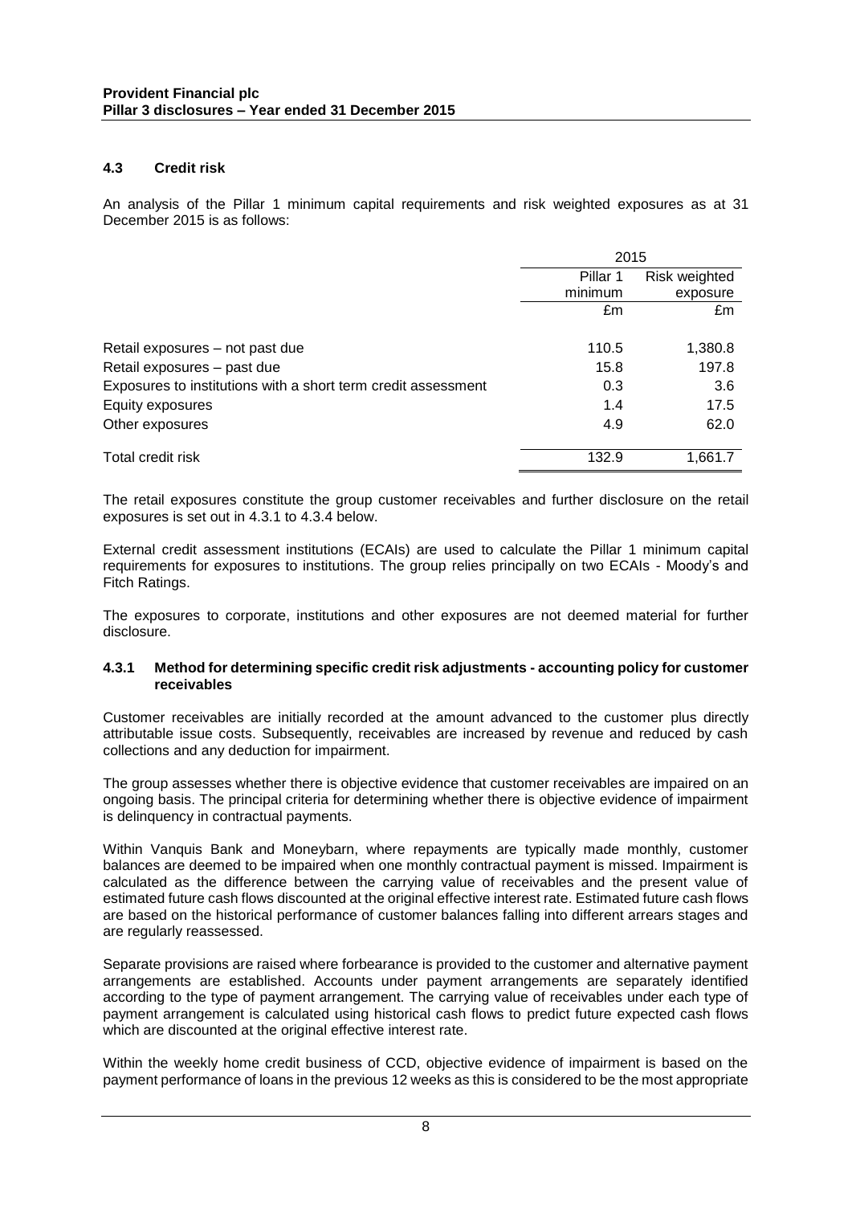### 4.3 Credit risk

An analysis of the Pillar 1 minimum capital requirements and risk weighted exposures as at 31 December 2015 is as follows:

| | 2015 | |
|---|---|---|
| | Pillar 1 minimum | Risk weighted exposure |
| | £m | £m |
| Retail exposures – not past due | 110.5 | 1,380.8 |
| Retail exposures – past due | 15.8 | 197.8 |
| Exposures to institutions with a short term credit assessment | 0.3 | 3.6 |
| Equity exposures | 1.4 | 17.5 |
| Other exposures | 4.9 | 62.0 |
| Total credit risk | 132.9 | 1,661.7 |

The retail exposures constitute the group customer receivables and further disclosure on the retail exposures is set out in 4.3.1 to 4.3.4 below.

External credit assessment institutions (ECAIs) are used to calculate the Pillar 1 minimum capital requirements for exposures to institutions. The group relies principally on two ECAIs - Moody's and Fitch Ratings.

The exposures to corporate, institutions and other exposures are not deemed material for further disclosure.

#### 4.3.1 Method for determining specific credit risk adjustments - accounting policy for customer receivables

Customer receivables are initially recorded at the amount advanced to the customer plus directly attributable issue costs. Subsequently, receivables are increased by revenue and reduced by cash collections and any deduction for impairment.

The group assesses whether there is objective evidence that customer receivables are impaired on an ongoing basis. The principal criteria for determining whether there is objective evidence of impairment is delinquency in contractual payments.

Within Vanquis Bank and Moneybarn, where repayments are typically made monthly, customer balances are deemed to be impaired when one monthly contractual payment is missed. Impairment is calculated as the difference between the carrying value of receivables and the present value of estimated future cash flows discounted at the original effective interest rate. Estimated future cash flows are based on the historical performance of customer balances falling into different arrears stages and are regularly reassessed.

Separate provisions are raised where forbearance is provided to the customer and alternative payment arrangements are established. Accounts under payment arrangements are separately identified according to the type of payment arrangement. The carrying value of receivables under each type of payment arrangement is calculated using historical cash flows to predict future expected cash flows which are discounted at the original effective interest rate.

Within the weekly home credit business of CCD, objective evidence of impairment is based on the payment performance of loans in the previous 12 weeks as this is considered to be the most appropriate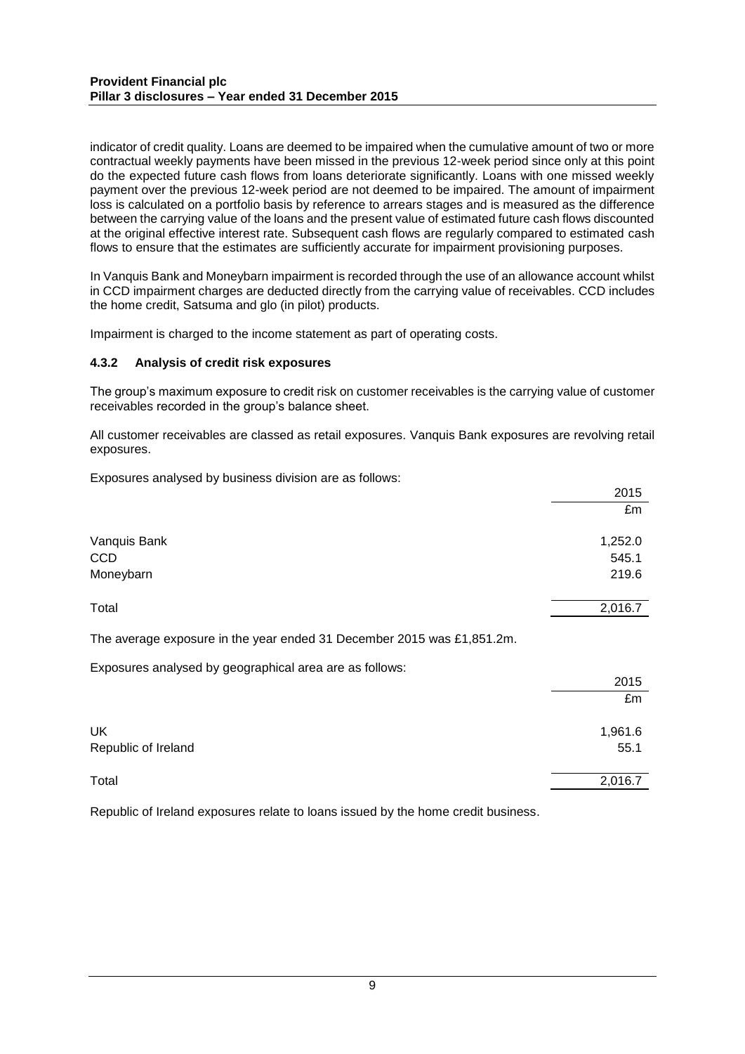indicator of credit quality. Loans are deemed to be impaired when the cumulative amount of two or more contractual weekly payments have been missed in the previous 12-week period since only at this point do the expected future cash flows from loans deteriorate significantly. Loans with one missed weekly payment over the previous 12-week period are not deemed to be impaired. The amount of impairment loss is calculated on a portfolio basis by reference to arrears stages and is measured as the difference between the carrying value of the loans and the present value of estimated future cash flows discounted at the original effective interest rate. Subsequent cash flows are regularly compared to estimated cash flows to ensure that the estimates are sufficiently accurate for impairment provisioning purposes.

In Vanquis Bank and Moneybarn impairment is recorded through the use of an allowance account whilst in CCD impairment charges are deducted directly from the carrying value of receivables. CCD includes the home credit, Satsuma and glo (in pilot) products.

Impairment is charged to the income statement as part of operating costs.

### 4.3.2 Analysis of credit risk exposures

The group's maximum exposure to credit risk on customer receivables is the carrying value of customer receivables recorded in the group's balance sheet.

All customer receivables are classed as retail exposures. Vanquis Bank exposures are revolving retail exposures.

Exposures analysed by business division are as follows:

| | 2015 |
|---|---|
| | £m |
| Vanquis Bank | 1,252.0 |
| CCD | 545.1 |
| Moneybarn | 219.6 |
| Total | 2,016.7 |

The average exposure in the year ended 31 December 2015 was £1,851.2m.

Exposures analysed by geographical area are as follows:

| | 2015 |
|---|---|
| | £m |
| UK | 1,961.6 |
| Republic of Ireland | 55.1 |
| Total | 2,016.7 |

Republic of Ireland exposures relate to loans issued by the home credit business.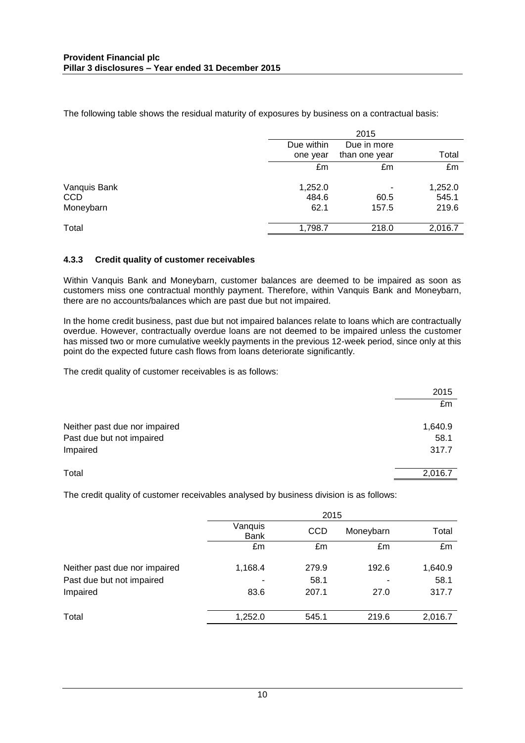The following table shows the residual maturity of exposures by business on a contractual basis:

| | 2015 | | |
|---|---|---|---|
| | Due within one year | Due in more than one year | Total |
| | £m | £m | £m |
| Vanquis Bank | 1,252.0 | - | 1,252.0 |
| CCD | 484.6 | 60.5 | 545.1 |
| Moneybarn | 62.1 | 157.5 | 219.6 |
| Total | 1,798.7 | 218.0 | 2,016.7 |

### 4.3.3 Credit quality of customer receivables

Within Vanquis Bank and Moneybarn, customer balances are deemed to be impaired as soon as customers miss one contractual monthly payment. Therefore, within Vanquis Bank and Moneybarn, there are no accounts/balances which are past due but not impaired.

In the home credit business, past due but not impaired balances relate to loans which are contractually overdue. However, contractually overdue loans are not deemed to be impaired unless the customer has missed two or more cumulative weekly payments in the previous 12-week period, since only at this point do the expected future cash flows from loans deteriorate significantly.

The credit quality of customer receivables is as follows:

| | 2015 |
|---|---|
| | £m |
| Neither past due nor impaired | 1,640.9 |
| Past due but not impaired | 58.1 |
| Impaired | 317.7 |
| Total | 2,016.7 |

The credit quality of customer receivables analysed by business division is as follows:

| | 2015 | | | |
|---|---|---|---|---|
| | Vanquis Bank | CCD | Moneybarn | Total |
| | £m | £m | £m | £m |
| Neither past due nor impaired | 1,168.4 | 279.9 | 192.6 | 1,640.9 |
| Past due but not impaired | - | 58.1 | - | 58.1 |
| Impaired | 83.6 | 207.1 | 27.0 | 317.7 |
| Total | 1,252.0 | 545.1 | 219.6 | 2,016.7 |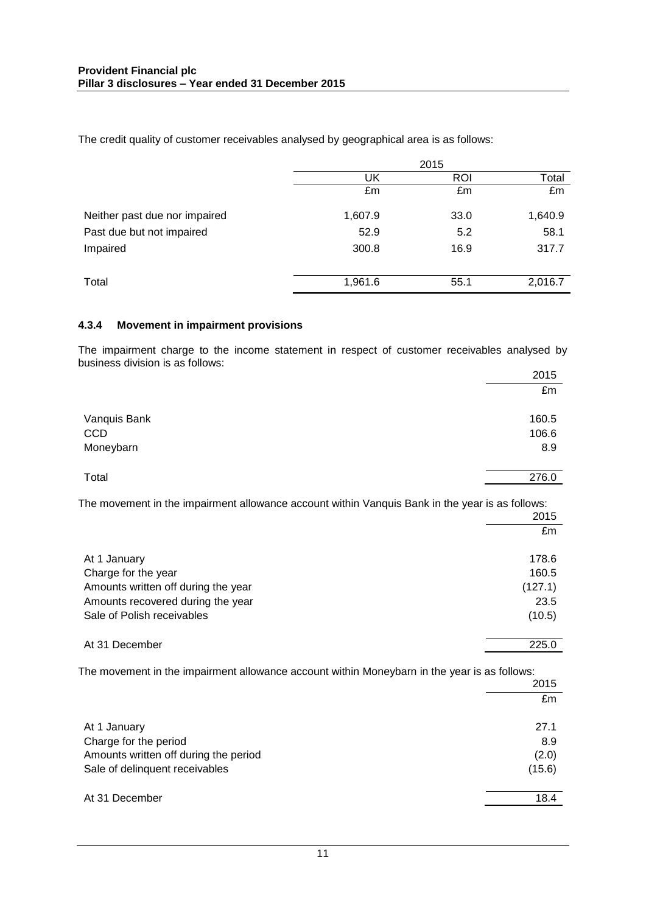The credit quality of customer receivables analysed by geographical area is as follows:

| | 2015 | | |
|---|---|---|---|
| | UK | ROI | Total |
| | £m | £m | £m |
| Neither past due nor impaired | 1,607.9 | 33.0 | 1,640.9 |
| Past due but not impaired | 52.9 | 5.2 | 58.1 |
| Impaired | 300.8 | 16.9 | 317.7 |
| Total | 1,961.6 | 55.1 | 2,016.7 |

### 4.3.4 Movement in impairment provisions

The impairment charge to the income statement in respect of customer receivables analysed by business division is as follows:

| | 2015 |
|---|---|
| | £m |
| Vanquis Bank | 160.5 |
| CCD | 106.6 |
| Moneybarn | 8.9 |
| Total | 276.0 |

The movement in the impairment allowance account within Vanquis Bank in the year is as follows:

| | 2015 |
|---|---|
| | £m |
| At 1 January | 178.6 |
| Charge for the year | 160.5 |
| Amounts written off during the year | (127.1) |
| Amounts recovered during the year | 23.5 |
| Sale of Polish receivables | (10.5) |
| At 31 December | 225.0 |

The movement in the impairment allowance account within Moneybarn in the year is as follows:

| | 2015 |
|---|---|
| | £m |
| At 1 January | 27.1 |
| Charge for the period | 8.9 |
| Amounts written off during the period | (2.0) |
| Sale of delinquent receivables | (15.6) |
| At 31 December | 18.4 |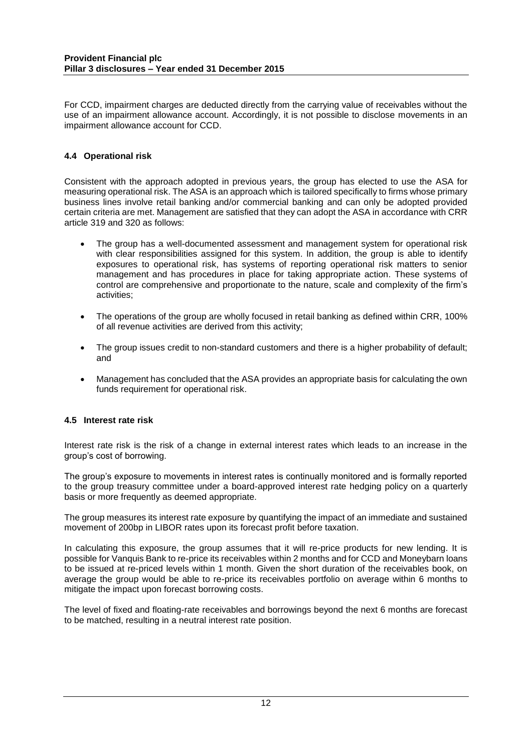For CCD, impairment charges are deducted directly from the carrying value of receivables without the use of an impairment allowance account. Accordingly, it is not possible to disclose movements in an impairment allowance account for CCD.

### 4.4 Operational risk

Consistent with the approach adopted in previous years, the group has elected to use the ASA for measuring operational risk. The ASA is an approach which is tailored specifically to firms whose primary business lines involve retail banking and/or commercial banking and can only be adopted provided certain criteria are met. Management are satisfied that they can adopt the ASA in accordance with CRR article 319 and 320 as follows:

- The group has a well-documented assessment and management system for operational risk with clear responsibilities assigned for this system. In addition, the group is able to identify exposures to operational risk, has systems of reporting operational risk matters to senior management and has procedures in place for taking appropriate action. These systems of control are comprehensive and proportionate to the nature, scale and complexity of the firm's activities;
- The operations of the group are wholly focused in retail banking as defined within CRR, 100% of all revenue activities are derived from this activity;
- The group issues credit to non-standard customers and there is a higher probability of default; and
- Management has concluded that the ASA provides an appropriate basis for calculating the own funds requirement for operational risk.

### 4.5 Interest rate risk

Interest rate risk is the risk of a change in external interest rates which leads to an increase in the group's cost of borrowing.

The group's exposure to movements in interest rates is continually monitored and is formally reported to the group treasury committee under a board-approved interest rate hedging policy on a quarterly basis or more frequently as deemed appropriate.

The group measures its interest rate exposure by quantifying the impact of an immediate and sustained movement of 200bp in LIBOR rates upon its forecast profit before taxation.

In calculating this exposure, the group assumes that it will re-price products for new lending. It is possible for Vanquis Bank to re-price its receivables within 2 months and for CCD and Moneybarn loans to be issued at re-priced levels within 1 month. Given the short duration of the receivables book, on average the group would be able to re-price its receivables portfolio on average within 6 months to mitigate the impact upon forecast borrowing costs.

The level of fixed and floating-rate receivables and borrowings beyond the next 6 months are forecast to be matched, resulting in a neutral interest rate position.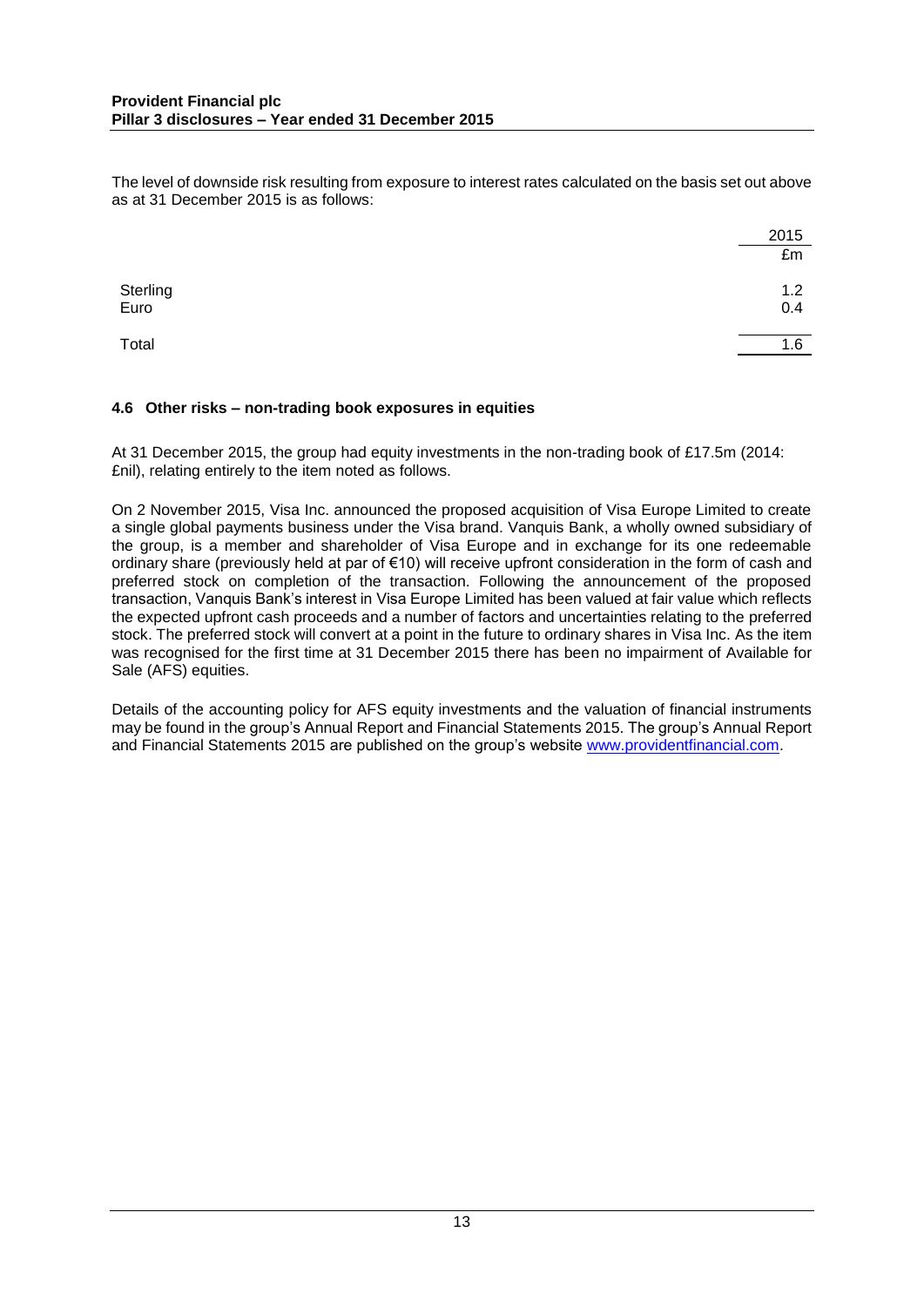The level of downside risk resulting from exposure to interest rates calculated on the basis set out above as at 31 December 2015 is as follows:

| | 2015 |
| --- | --- |
| | £m |
| Sterling | 1.2 |
| Euro | 0.4 |
| Total | 1.6 |

### 4.6 Other risks – non-trading book exposures in equities

At 31 December 2015, the group had equity investments in the non-trading book of £17.5m (2014: £nil), relating entirely to the item noted as follows.

On 2 November 2015, Visa Inc. announced the proposed acquisition of Visa Europe Limited to create a single global payments business under the Visa brand. Vanquis Bank, a wholly owned subsidiary of the group, is a member and shareholder of Visa Europe and in exchange for its one redeemable ordinary share (previously held at par of €10) will receive upfront consideration in the form of cash and preferred stock on completion of the transaction. Following the announcement of the proposed transaction, Vanquis Bank's interest in Visa Europe Limited has been valued at fair value which reflects the expected upfront cash proceeds and a number of factors and uncertainties relating to the preferred stock. The preferred stock will convert at a point in the future to ordinary shares in Visa Inc. As the item was recognised for the first time at 31 December 2015 there has been no impairment of Available for Sale (AFS) equities.

Details of the accounting policy for AFS equity investments and the valuation of financial instruments may be found in the group's Annual Report and Financial Statements 2015. The group's Annual Report and Financial Statements 2015 are published on the group's website www.providentfinancial.com.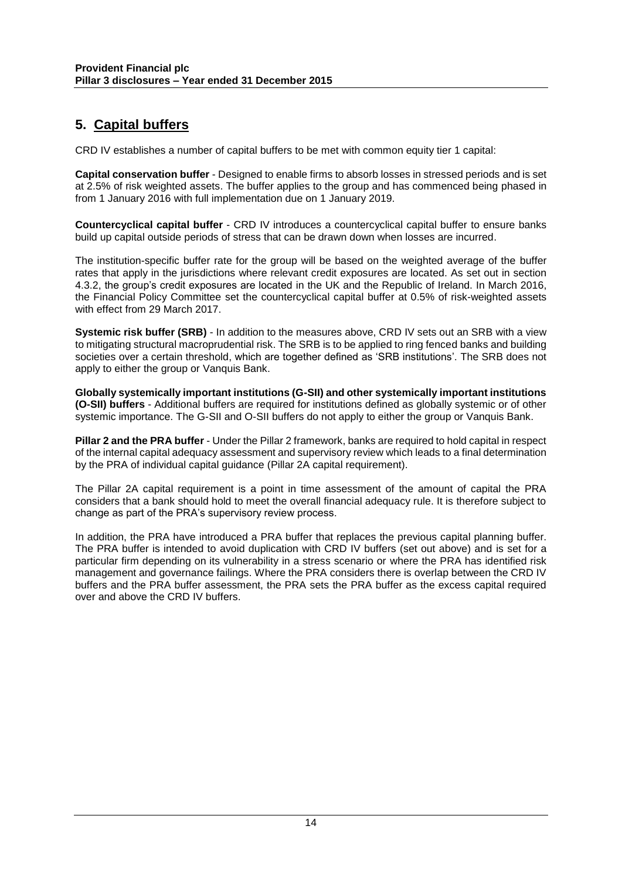# 5. Capital buffers

CRD IV establishes a number of capital buffers to be met with common equity tier 1 capital:

**Capital conservation buffer** - Designed to enable firms to absorb losses in stressed periods and is set at 2.5% of risk weighted assets. The buffer applies to the group and has commenced being phased in from 1 January 2016 with full implementation due on 1 January 2019.

**Countercyclical capital buffer** - CRD IV introduces a countercyclical capital buffer to ensure banks build up capital outside periods of stress that can be drawn down when losses are incurred.

The institution-specific buffer rate for the group will be based on the weighted average of the buffer rates that apply in the jurisdictions where relevant credit exposures are located. As set out in section 4.3.2, the group's credit exposures are located in the UK and the Republic of Ireland. In March 2016, the Financial Policy Committee set the countercyclical capital buffer at 0.5% of risk-weighted assets with effect from 29 March 2017.

**Systemic risk buffer (SRB)** - In addition to the measures above, CRD IV sets out an SRB with a view to mitigating structural macroprudential risk. The SRB is to be applied to ring fenced banks and building societies over a certain threshold, which are together defined as 'SRB institutions'. The SRB does not apply to either the group or Vanquis Bank.

**Globally systemically important institutions (G-SII) and other systemically important institutions (O-SII) buffers** - Additional buffers are required for institutions defined as globally systemic or of other systemic importance. The G-SII and O-SII buffers do not apply to either the group or Vanquis Bank.

**Pillar 2 and the PRA buffer** - Under the Pillar 2 framework, banks are required to hold capital in respect of the internal capital adequacy assessment and supervisory review which leads to a final determination by the PRA of individual capital guidance (Pillar 2A capital requirement).

The Pillar 2A capital requirement is a point in time assessment of the amount of capital the PRA considers that a bank should hold to meet the overall financial adequacy rule. It is therefore subject to change as part of the PRA's supervisory review process.

In addition, the PRA have introduced a PRA buffer that replaces the previous capital planning buffer. The PRA buffer is intended to avoid duplication with CRD IV buffers (set out above) and is set for a particular firm depending on its vulnerability in a stress scenario or where the PRA has identified risk management and governance failings. Where the PRA considers there is overlap between the CRD IV buffers and the PRA buffer assessment, the PRA sets the PRA buffer as the excess capital required over and above the CRD IV buffers.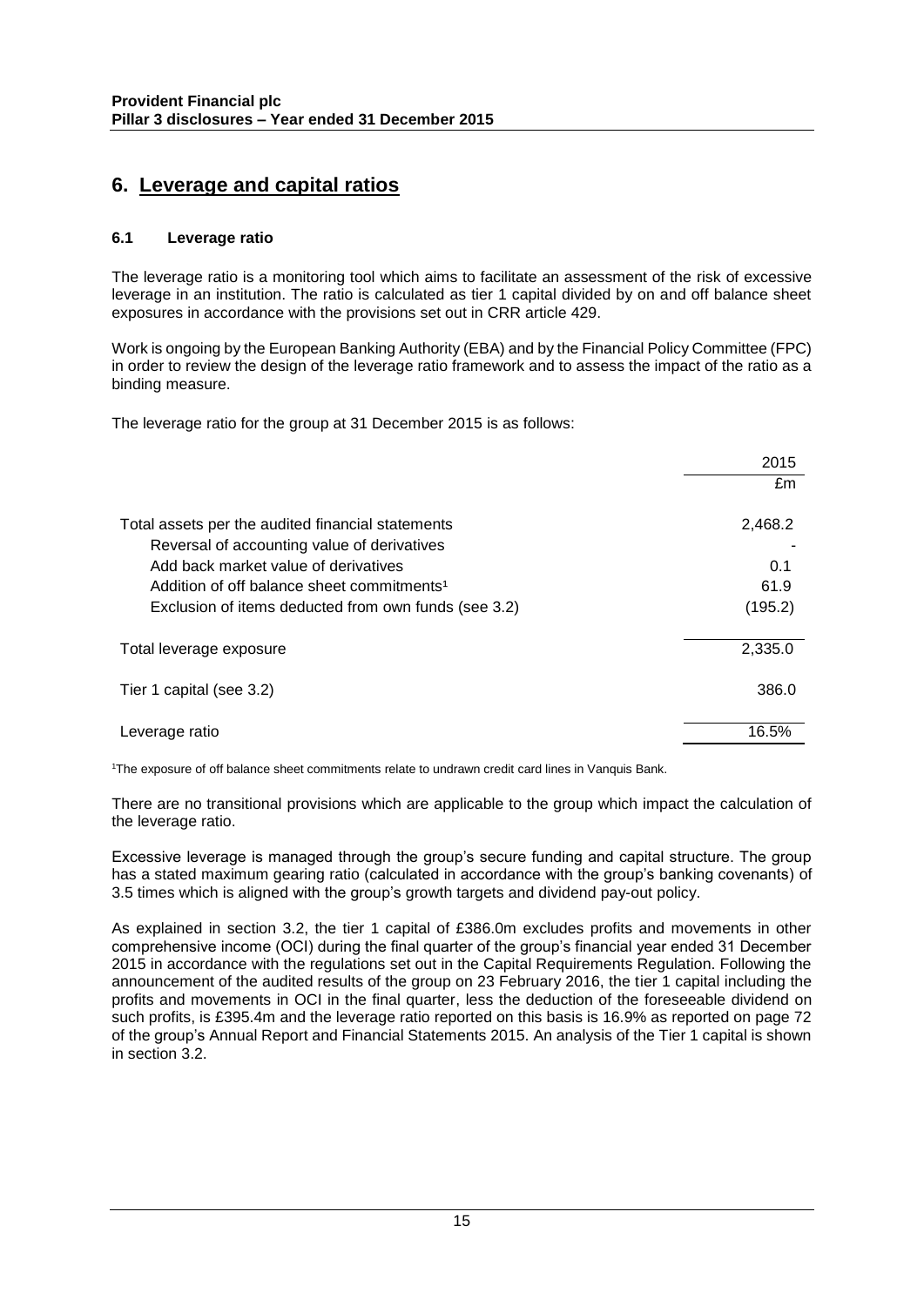# 6. Leverage and capital ratios

### 6.1 Leverage ratio

The leverage ratio is a monitoring tool which aims to facilitate an assessment of the risk of excessive leverage in an institution. The ratio is calculated as tier 1 capital divided by on and off balance sheet exposures in accordance with the provisions set out in CRR article 429.

Work is ongoing by the European Banking Authority (EBA) and by the Financial Policy Committee (FPC) in order to review the design of the leverage ratio framework and to assess the impact of the ratio as a binding measure.

The leverage ratio for the group at 31 December 2015 is as follows:

| | 2015 |
|---|---|
| | £m |
| Total assets per the audited financial statements | 2,468.2 |
| Reversal of accounting value of derivatives | - |
| Add back market value of derivatives | 0.1 |
| Addition of off balance sheet commitments[1] | 61.9 |
| Exclusion of items deducted from own funds (see 3.2) | (195.2) |
| Total leverage exposure | 2,335.0 |
| Tier 1 capital (see 3.2) | 386.0 |
| Leverage ratio | 16.5% |

[1]The exposure of off balance sheet commitments relate to undrawn credit card lines in Vanquis Bank.

There are no transitional provisions which are applicable to the group which impact the calculation of the leverage ratio.

Excessive leverage is managed through the group's secure funding and capital structure. The group has a stated maximum gearing ratio (calculated in accordance with the group's banking covenants) of 3.5 times which is aligned with the group's growth targets and dividend pay-out policy.

As explained in section 3.2, the tier 1 capital of £386.0m excludes profits and movements in other comprehensive income (OCI) during the final quarter of the group's financial year ended 31 December 2015 in accordance with the regulations set out in the Capital Requirements Regulation. Following the announcement of the audited results of the group on 23 February 2016, the tier 1 capital including the profits and movements in OCI in the final quarter, less the deduction of the foreseeable dividend on such profits, is £395.4m and the leverage ratio reported on this basis is 16.9% as reported on page 72 of the group's Annual Report and Financial Statements 2015. An analysis of the Tier 1 capital is shown in section 3.2.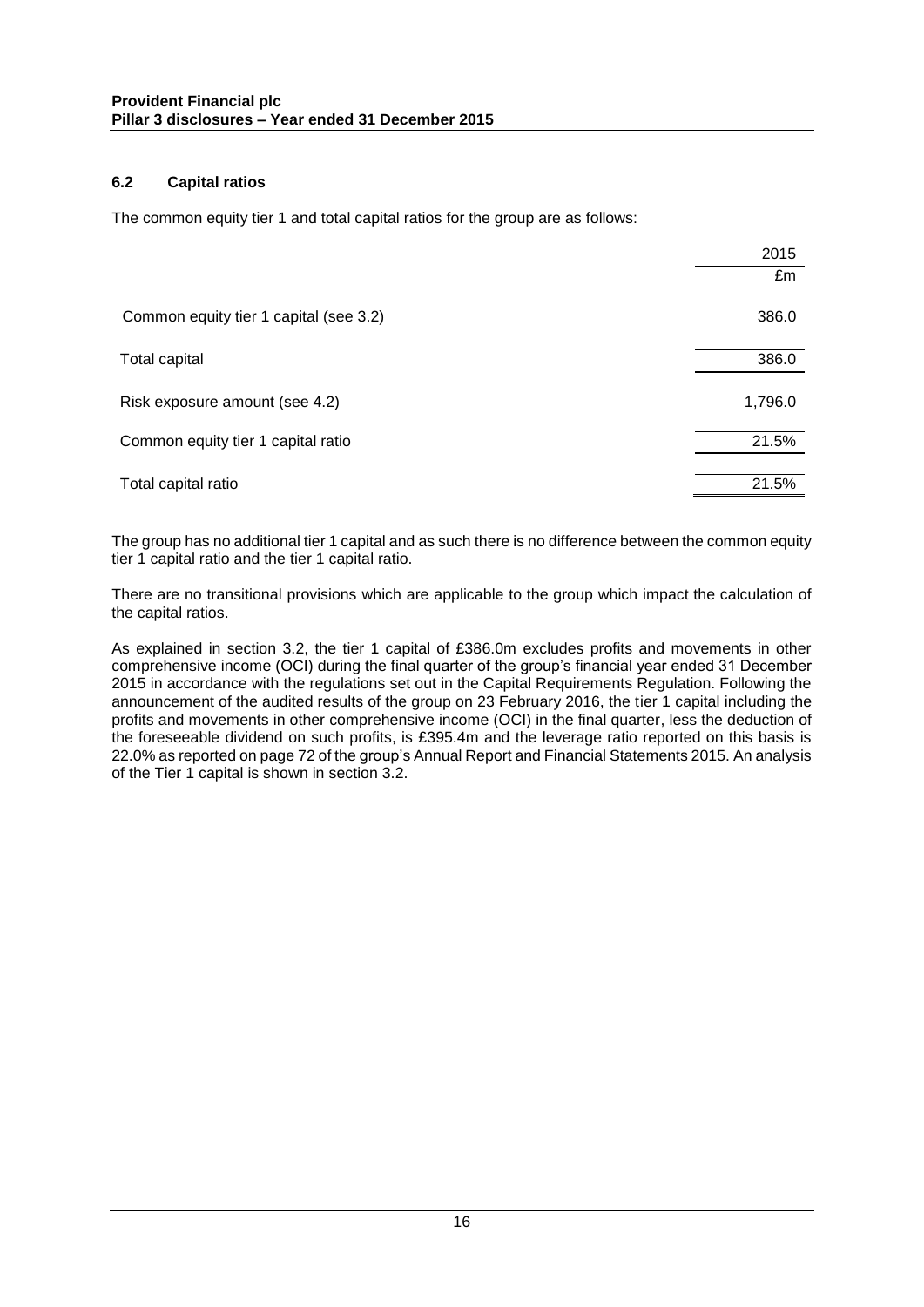### 6.2 Capital ratios

The common equity tier 1 and total capital ratios for the group are as follows:

| | 2015 |
|---|---|
| | £m |
| Common equity tier 1 capital (see 3.2) | 386.0 |
| Total capital | 386.0 |
| Risk exposure amount (see 4.2) | 1,796.0 |
| Common equity tier 1 capital ratio | 21.5% |
| Total capital ratio | 21.5% |

The group has no additional tier 1 capital and as such there is no difference between the common equity tier 1 capital ratio and the tier 1 capital ratio.

There are no transitional provisions which are applicable to the group which impact the calculation of the capital ratios.

As explained in section 3.2, the tier 1 capital of £386.0m excludes profits and movements in other comprehensive income (OCI) during the final quarter of the group's financial year ended 31 December 2015 in accordance with the regulations set out in the Capital Requirements Regulation. Following the announcement of the audited results of the group on 23 February 2016, the tier 1 capital including the profits and movements in other comprehensive income (OCI) in the final quarter, less the deduction of the foreseeable dividend on such profits, is £395.4m and the leverage ratio reported on this basis is 22.0% as reported on page 72 of the group's Annual Report and Financial Statements 2015. An analysis of the Tier 1 capital is shown in section 3.2.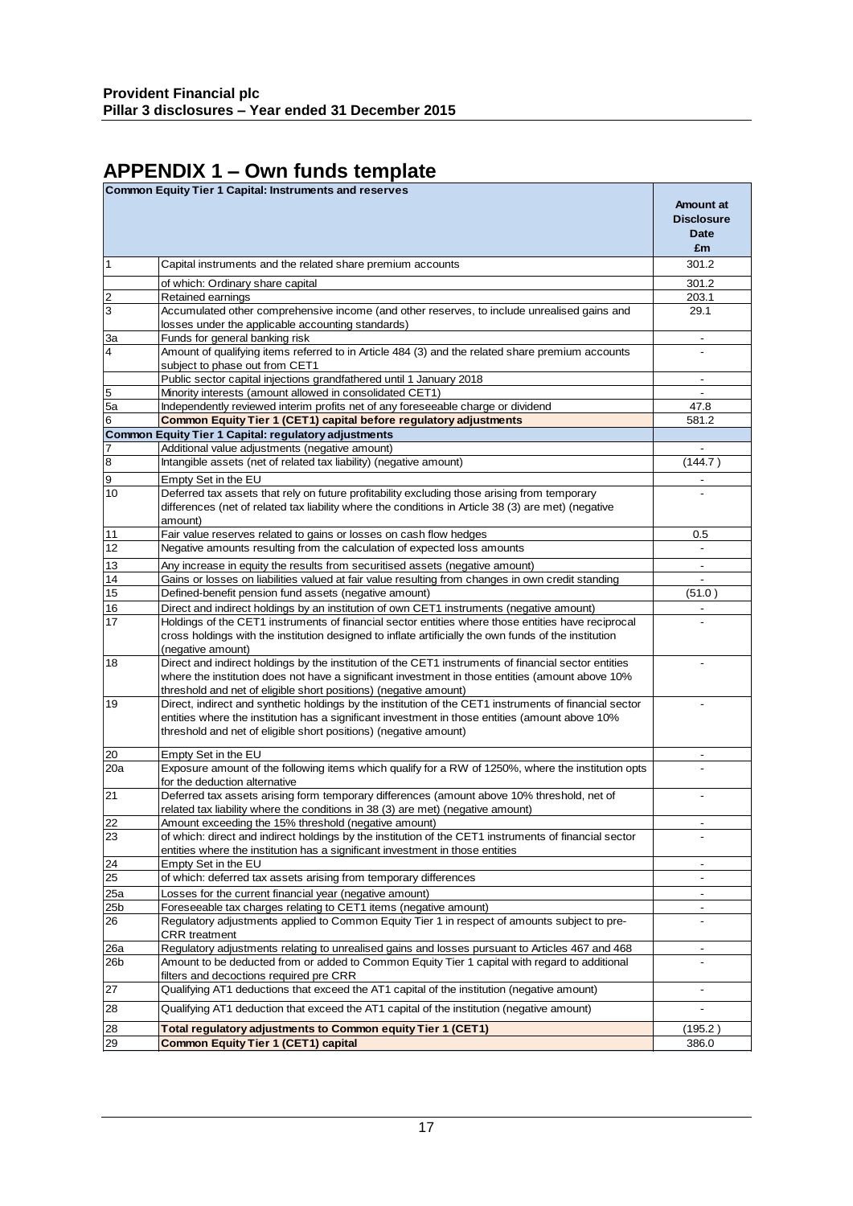## APPENDIX 1 – Own funds template

| | Common Equity Tier 1 Capital: Instruments and reserves | Amount at Disclosure Date £m |
|---|---|---|
| 1 | Capital instruments and the related share premium accounts | 301.2 |
| | of which: Ordinary share capital | 301.2 |
| 2 | Retained earnings | 203.1 |
| 3 | Accumulated other comprehensive income (and other reserves, to include unrealised gains and losses under the applicable accounting standards) | 29.1 |
| 3a | Funds for general banking risk | - |
| 4 | Amount of qualifying items referred to in Article 484 (3) and the related share premium accounts subject to phase out from CET1 | - |
| | Public sector capital injections grandfathered until 1 January 2018 | - |
| 5 | Minority interests (amount allowed in consolidated CET1) | - |
| 5a | Independently reviewed interim profits net of any foreseeable charge or dividend | 47.8 |
| 6 | **Common Equity Tier 1 (CET1) capital before regulatory adjustments** | 581.2 |
| | **Common Equity Tier 1 Capital: regulatory adjustments** | |
| 7 | Additional value adjustments (negative amount) | - |
| 8 | Intangible assets (net of related tax liability) (negative amount) | (144.7 ) |
| 9 | Empty Set in the EU | - |
| 10 | Deferred tax assets that rely on future profitability excluding those arising from temporary differences (net of related tax liability where the conditions in Article 38 (3) are met) (negative amount) | - |
| 11 | Fair value reserves related to gains or losses on cash flow hedges | 0.5 |
| 12 | Negative amounts resulting from the calculation of expected loss amounts | - |
| 13 | Any increase in equity the results from securitised assets (negative amount) | - |
| 14 | Gains or losses on liabilities valued at fair value resulting from changes in own credit standing | - |
| 15 | Defined-benefit pension fund assets (negative amount) | (51.0 ) |
| 16 | Direct and indirect holdings by an institution of own CET1 instruments (negative amount) | - |
| 17 | Holdings of the CET1 instruments of financial sector entities where those entities have reciprocal cross holdings with the institution designed to inflate artificially the own funds of the institution (negative amount) | - |
| 18 | Direct and indirect holdings by the institution of the CET1 instruments of financial sector entities where the institution does not have a significant investment in those entities (amount above 10% threshold and net of eligible short positions) (negative amount) | - |
| 19 | Direct, indirect and synthetic holdings by the institution of the CET1 instruments of financial sector entities where the institution has a significant investment in those entities (amount above 10% threshold and net of eligible short positions) (negative amount) | - |
| 20 | Empty Set in the EU | - |
| 20a | Exposure amount of the following items which qualify for a RW of 1250%, where the institution opts for the deduction alternative | - |
| 21 | Deferred tax assets arising form temporary differences (amount above 10% threshold, net of related tax liability where the conditions in 38 (3) are met) (negative amount) | - |
| 22 | Amount exceeding the 15% threshold (negative amount) | - |
| 23 | of which: direct and indirect holdings by the institution of the CET1 instruments of financial sector entities where the institution has a significant investment in those entities | - |
| 24 | Empty Set in the EU | - |
| 25 | of which: deferred tax assets arising from temporary differences | - |
| 25a | Losses for the current financial year (negative amount) | - |
| 25b | Foreseeable tax charges relating to CET1 items (negative amount) | - |
| 26 | Regulatory adjustments applied to Common Equity Tier 1 in respect of amounts subject to pre-CRR treatment | - |
| 26a | Regulatory adjustments relating to unrealised gains and losses pursuant to Articles 467 and 468 | - |
| 26b | Amount to be deducted from or added to Common Equity Tier 1 capital with regard to additional filters and decoctions required pre CRR | - |
| 27 | Qualifying AT1 deductions that exceed the AT1 capital of the institution (negative amount) | - |
| 28 | Qualifying AT1 deduction that exceed the AT1 capital of the institution (negative amount) | - |
| 28 | **Total regulatory adjustments to Common equity Tier 1 (CET1)** | (195.2 ) |
| 29 | **Common Equity Tier 1 (CET1) capital** | 386.0 |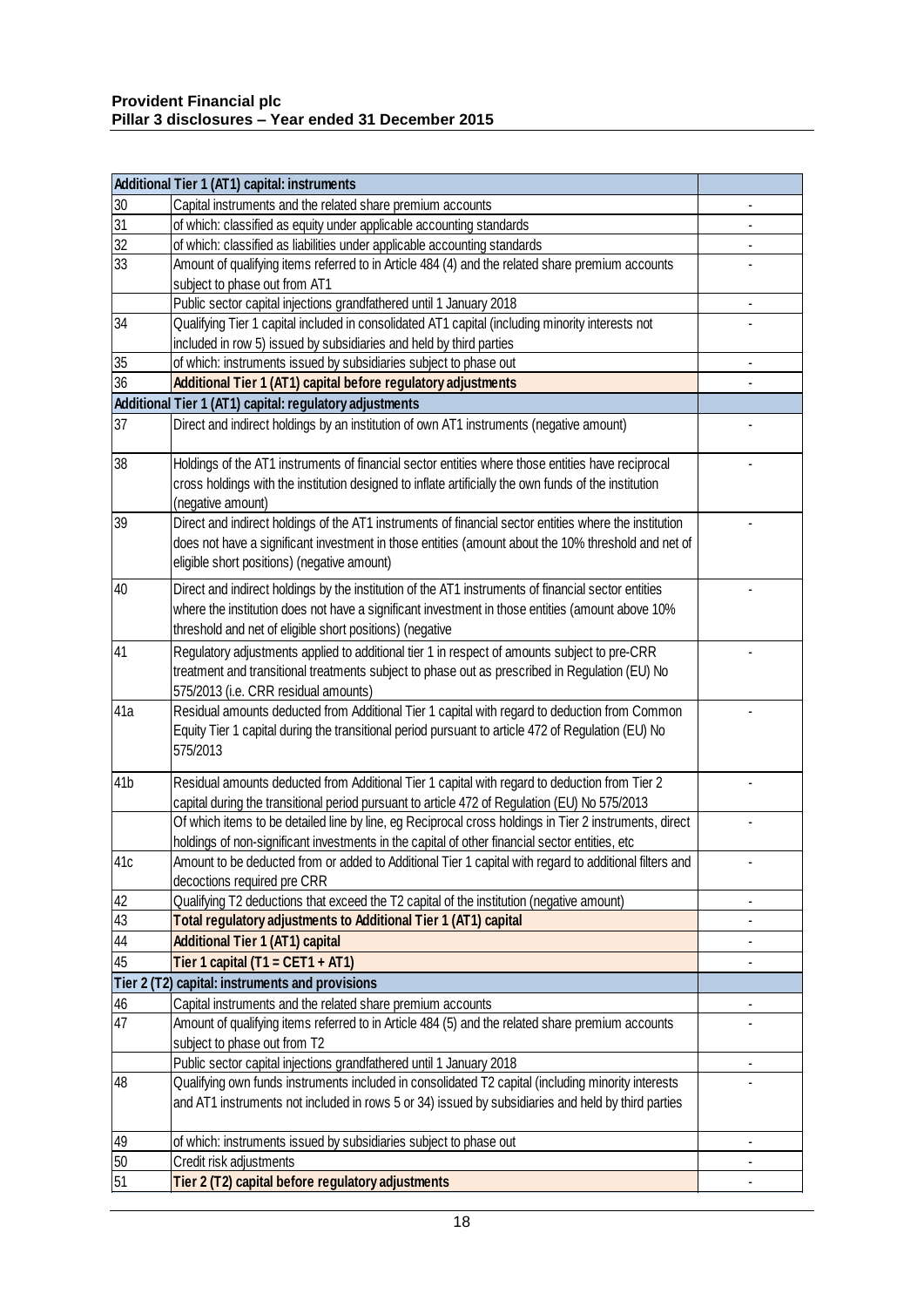| | Additional Tier 1 (AT1) capital: instruments | |
|---|---|---|
| 30 | Capital instruments and the related share premium accounts | - |
| 31 | of which: classified as equity under applicable accounting standards | - |
| 32 | of which: classified as liabilities under applicable accounting standards | - |
| 33 | Amount of qualifying items referred to in Article 484 (4) and the related share premium accounts subject to phase out from AT1 | - |
| | Public sector capital injections grandfathered until 1 January 2018 | - |
| 34 | Qualifying Tier 1 capital included in consolidated AT1 capital (including minority interests not included in row 5) issued by subsidiaries and held by third parties | - |
| 35 | of which: instruments issued by subsidiaries subject to phase out | - |
| 36 | **Additional Tier 1 (AT1) capital before regulatory adjustments** | - |
| | **Additional Tier 1 (AT1) capital: regulatory adjustments** | |
| 37 | Direct and indirect holdings by an institution of own AT1 instruments (negative amount) | - |
| 38 | Holdings of the AT1 instruments of financial sector entities where those entities have reciprocal cross holdings with the institution designed to inflate artificially the own funds of the institution (negative amount) | - |
| 39 | Direct and indirect holdings of the AT1 instruments of financial sector entities where the institution does not have a significant investment in those entities (amount about the 10% threshold and net of eligible short positions) (negative amount) | - |
| 40 | Direct and indirect holdings by the institution of the AT1 instruments of financial sector entities where the institution does not have a significant investment in those entities (amount above 10% threshold and net of eligible short positions) (negative | - |
| 41 | Regulatory adjustments applied to additional tier 1 in respect of amounts subject to pre-CRR treatment and transitional treatments subject to phase out as prescribed in Regulation (EU) No 575/2013 (i.e. CRR residual amounts) | - |
| 41a | Residual amounts deducted from Additional Tier 1 capital with regard to deduction from Common Equity Tier 1 capital during the transitional period pursuant to article 472 of Regulation (EU) No 575/2013 | - |
| 41b | Residual amounts deducted from Additional Tier 1 capital with regard to deduction from Tier 2 capital during the transitional period pursuant to article 472 of Regulation (EU) No 575/2013 | - |
| | Of which items to be detailed line by line, eg Reciprocal cross holdings in Tier 2 instruments, direct holdings of non-significant investments in the capital of other financial sector entities, etc | - |
| 41c | Amount to be deducted from or added to Additional Tier 1 capital with regard to additional filters and decoctions required pre CRR | - |
| 42 | Qualifying T2 deductions that exceed the T2 capital of the institution (negative amount) | - |
| 43 | **Total regulatory adjustments to Additional Tier 1 (AT1) capital** | - |
| 44 | **Additional Tier 1 (AT1) capital** | - |
| 45 | **Tier 1 capital (T1 = CET1 + AT1)** | - |
| | **Tier 2 (T2) capital: instruments and provisions** | |
| 46 | Capital instruments and the related share premium accounts | - |
| 47 | Amount of qualifying items referred to in Article 484 (5) and the related share premium accounts subject to phase out from T2 | - |
| | Public sector capital injections grandfathered until 1 January 2018 | - |
| 48 | Qualifying own funds instruments included in consolidated T2 capital (including minority interests and AT1 instruments not included in rows 5 or 34) issued by subsidiaries and held by third parties | - |
| 49 | of which: instruments issued by subsidiaries subject to phase out | - |
| 50 | Credit risk adjustments | - |
| 51 | **Tier 2 (T2) capital before regulatory adjustments** | - |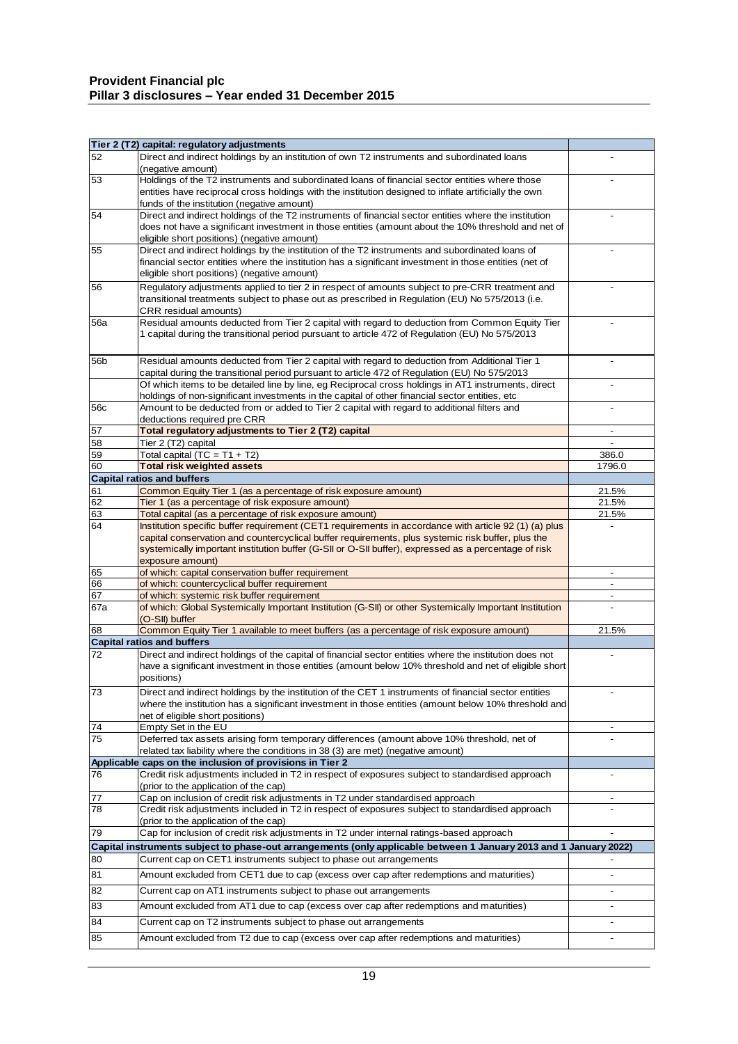| | Tier 2 (T2) capital: regulatory adjustments | |
|---|---|---|
| 52 | Direct and indirect holdings by an institution of own T2 instruments and subordinated loans (negative amount) | - |
| 53 | Holdings of the T2 instruments and subordinated loans of financial sector entities where those entities have reciprocal cross holdings with the institution designed to inflate artificially the own funds of the institution (negative amount) | - |
| 54 | Direct and indirect holdings of the T2 instruments of financial sector entities where the institution does not have a significant investment in those entities (amount about the 10% threshold and net of eligible short positions) (negative amount) | - |
| 55 | Direct and indirect holdings by the institution of the T2 instruments and subordinated loans of financial sector entities where the institution has a significant investment in those entities (net of eligible short positions) (negative amount) | - |
| 56 | Regulatory adjustments applied to tier 2 in respect of amounts subject to pre-CRR treatment and transitional treatments subject to phase out as prescribed in Regulation (EU) No 575/2013 (i.e. CRR residual amounts) | - |
| 56a | Residual amounts deducted from Tier 2 capital with regard to deduction from Common Equity Tier 1 capital during the transitional period pursuant to article 472 of Regulation (EU) No 575/2013 | - |
| 56b | Residual amounts deducted from Tier 2 capital with regard to deduction from Additional Tier 1 capital during the transitional period pursuant to article 472 of Regulation (EU) No 575/2013 | - |
| | Of which items to be detailed line by line, eg Reciprocal cross holdings in AT1 instruments, direct holdings of non-significant investments in the capital of other financial sector entities, etc | - |
| 56c | Amount to be deducted from or added to Tier 2 capital with regard to additional filters and deductions required pre CRR | - |
| 57 | **Total regulatory adjustments to Tier 2 (T2) capital** | - |
| 58 | Tier 2 (T2) capital | - |
| 59 | Total capital (TC = T1 + T2) | 386.0 |
| 60 | **Total risk weighted assets** | 1796.0 |
| | **Capital ratios and buffers** | |
| 61 | Common Equity Tier 1 (as a percentage of risk exposure amount) | 21.5% |
| 62 | Tier 1 (as a percentage of risk exposure amount) | 21.5% |
| 63 | Total capital (as a percentage of risk exposure amount) | 21.5% |
| 64 | Institution specific buffer requirement (CET1 requirements in accordance with article 92 (1) (a) plus capital conservation and countercyclical buffer requirements, plus systemic risk buffer, plus the systemically important institution buffer (G-SII or O-SII buffer), expressed as a percentage of risk exposure amount) | - |
| 65 | of which: capital conservation buffer requirement | - |
| 66 | of which: countercyclical buffer requirement | - |
| 67 | of which: systemic risk buffer requirement | - |
| 67a | of which: Global Systemically Important Institution (G-SII) or other Systemically Important Institution (O-SII) buffer | - |
| 68 | Common Equity Tier 1 available to meet buffers (as a percentage of risk exposure amount) | 21.5% |
| | **Capital ratios and buffers** | |
| 72 | Direct and indirect holdings of the capital of financial sector entities where the institution does not have a significant investment in those entities (amount below 10% threshold and net of eligible short positions) | - |
| 73 | Direct and indirect holdings by the institution of the CET 1 instruments of financial sector entities where the institution has a significant investment in those entities (amount below 10% threshold and net of eligible short positions) | - |
| 74 | Empty Set in the EU | - |
| 75 | Deferred tax assets arising form temporary differences (amount above 10% threshold, net of related tax liability where the conditions in 38 (3) are met) (negative amount) | - |
| | **Applicable caps on the inclusion of provisions in Tier 2** | |
| 76 | Credit risk adjustments included in T2 in respect of exposures subject to standardised approach (prior to the application of the cap) | - |
| 77 | Cap on inclusion of credit risk adjustments in T2 under standardised approach | - |
| 78 | Credit risk adjustments included in T2 in respect of exposures subject to standardised approach (prior to the application of the cap) | - |
| 79 | Cap for inclusion of credit risk adjustments in T2 under internal ratings-based approach | - |
| | **Capital instruments subject to phase-out arrangements (only applicable between 1 January 2013 and 1 January 2022)** | |
| 80 | Current cap on CET1 instruments subject to phase out arrangements | - |
| 81 | Amount excluded from CET1 due to cap (excess over cap after redemptions and maturities) | - |
| 82 | Current cap on AT1 instruments subject to phase out arrangements | - |
| 83 | Amount excluded from AT1 due to cap (excess over cap after redemptions and maturities) | - |
| 84 | Current cap on T2 instruments subject to phase out arrangements | - |
| 85 | Amount excluded from T2 due to cap (excess over cap after redemptions and maturities) | - |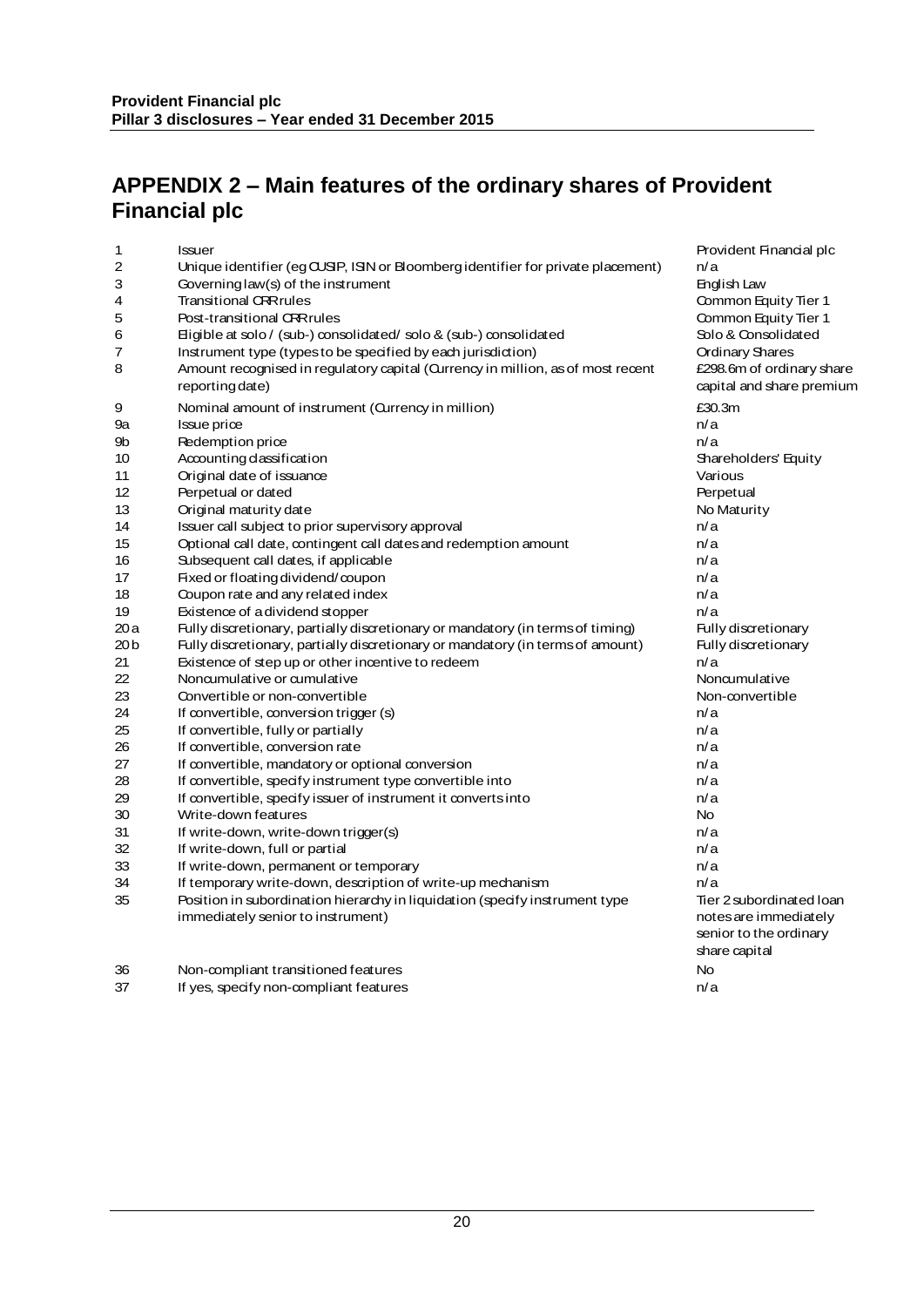# APPENDIX 2 – Main features of the ordinary shares of Provident Financial plc

| | | |
|---|---|---|
| 1 | Issuer | Provident Financial plc |
| 2 | Unique identifier (eg CUSIP, ISIN or Bloomberg identifier for private placement) | n/a |
| 3 | Governing law(s) of the instrument | English Law |
| 4 | Transitional CRR rules | Common Equity Tier 1 |
| 5 | Post-transitional CRR rules | Common Equity Tier 1 |
| 6 | Eligible at solo / (sub-) consolidated/ solo & (sub-) consolidated | Solo & Consolidated |
| 7 | Instrument type (types to be specified by each jurisdiction) | Ordinary Shares |
| 8 | Amount recognised in regulatory capital (Currency in million, as of most recent reporting date) | £298.6m of ordinary share capital and share premium |
| 9 | Nominal amount of instrument (Currency in million) | £30.3m |
| 9a | Issue price | n/a |
| 9b | Redemption price | n/a |
| 10 | Accounting classification | Shareholders' Equity |
| 11 | Original date of issuance | Various |
| 12 | Perpetual or dated | Perpetual |
| 13 | Original maturity date | No Maturity |
| 14 | Issuer call subject to prior supervisory approval | n/a |
| 15 | Optional call date, contingent call dates and redemption amount | n/a |
| 16 | Subsequent call dates, if applicable | n/a |
| 17 | Fixed or floating dividend/coupon | n/a |
| 18 | Coupon rate and any related index | n/a |
| 19 | Existence of a dividend stopper | n/a |
| 20a | Fully discretionary, partially discretionary or mandatory (in terms of timing) | Fully discretionary |
| 20b | Fully discretionary, partially discretionary or mandatory (in terms of amount) | Fully discretionary |
| 21 | Existence of step up or other incentive to redeem | n/a |
| 22 | Noncumulative or cumulative | Noncumulative |
| 23 | Convertible or non-convertible | Non-convertible |
| 24 | If convertible, conversion trigger (s) | n/a |
| 25 | If convertible, fully or partially | n/a |
| 26 | If convertible, conversion rate | n/a |
| 27 | If convertible, mandatory or optional conversion | n/a |
| 28 | If convertible, specify instrument type convertible into | n/a |
| 29 | If convertible, specify issuer of instrument it converts into | n/a |
| 30 | Write-down features | No |
| 31 | If write-down, write-down trigger(s) | n/a |
| 32 | If write-down, full or partial | n/a |
| 33 | If write-down, permanent or temporary | n/a |
| 34 | If temporary write-down, description of write-up mechanism | n/a |
| 35 | Position in subordination hierarchy in liquidation (specify instrument type immediately senior to instrument) | Tier 2 subordinated loan notes are immediately senior to the ordinary share capital |
| 36 | Non-compliant transitioned features | No |
| 37 | If yes, specify non-compliant features | n/a |